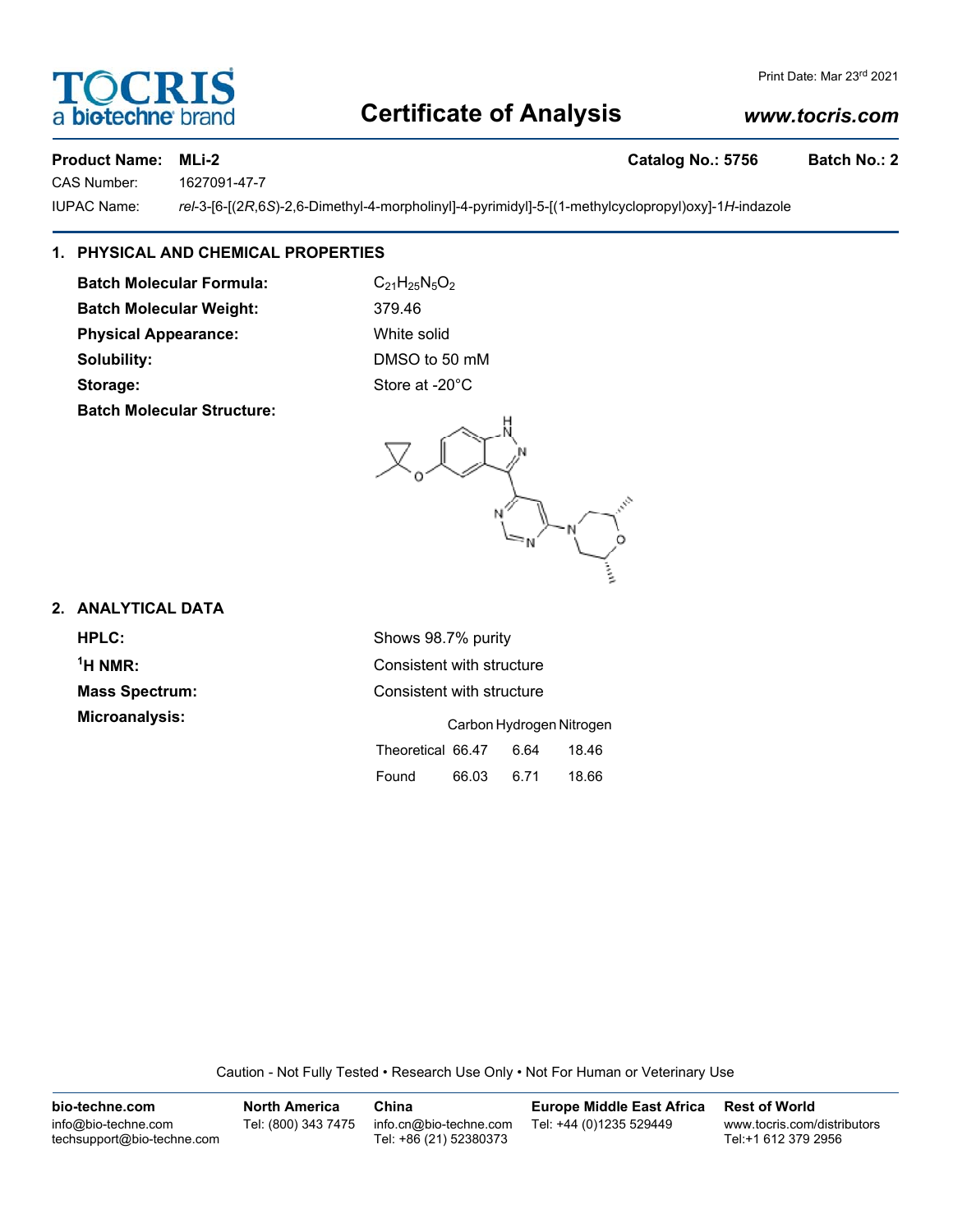Print Date: Mar 23rd 2021

# Certificate of Analysis

**www.tocris.com**

**Product Name: MLi-2** **Catalog No.: 5756** **Batch No.: 2**

CAS Number: 1627091-47-7

IUPAC Name: *rel*-3-[6-[(2*R*,6*S*)-2,6-Dimethyl-4-morpholinyl]-4-pyrimidyl]-5-[(1-methylcyclopropyl)oxy]-1*H*-indazole

## 1. PHYSICAL AND CHEMICAL PROPERTIES

**Batch Molecular Formula:** $C_{21}H_{25}N_5O_2$

**Batch Molecular Weight:** 379.46

**Physical Appearance:** White solid

**Solubility:** DMSO to 50 mM

**Storage:** Store at -20°C

**Batch Molecular Structure:**

## 2. ANALYTICAL DATA

**HPLC:** Shows 98.7% purity

**$^1$H NMR:** Consistent with structure

**Mass Spectrum:** Consistent with structure

**Microanalysis:**

| | Carbon | Hydrogen | Nitrogen |
|---|---|---|---|
| Theoretical | 66.47 | 6.64 | 18.46 |
| Found | 66.03 | 6.71 | 18.66 |

Caution - Not Fully Tested • Research Use Only • Not For Human or Veterinary Use

**bio-techne.com**
info@bio-techne.com
techsupport@bio-techne.com

**North America**
Tel: (800) 343 7475

**China**
info.cn@bio-techne.com
Tel: +86 (21) 52380373

**Europe Middle East Africa**
Tel: +44 (0)1235 529449

**Rest of World**
www.tocris.com/distributors
Tel:+1 612 379 2956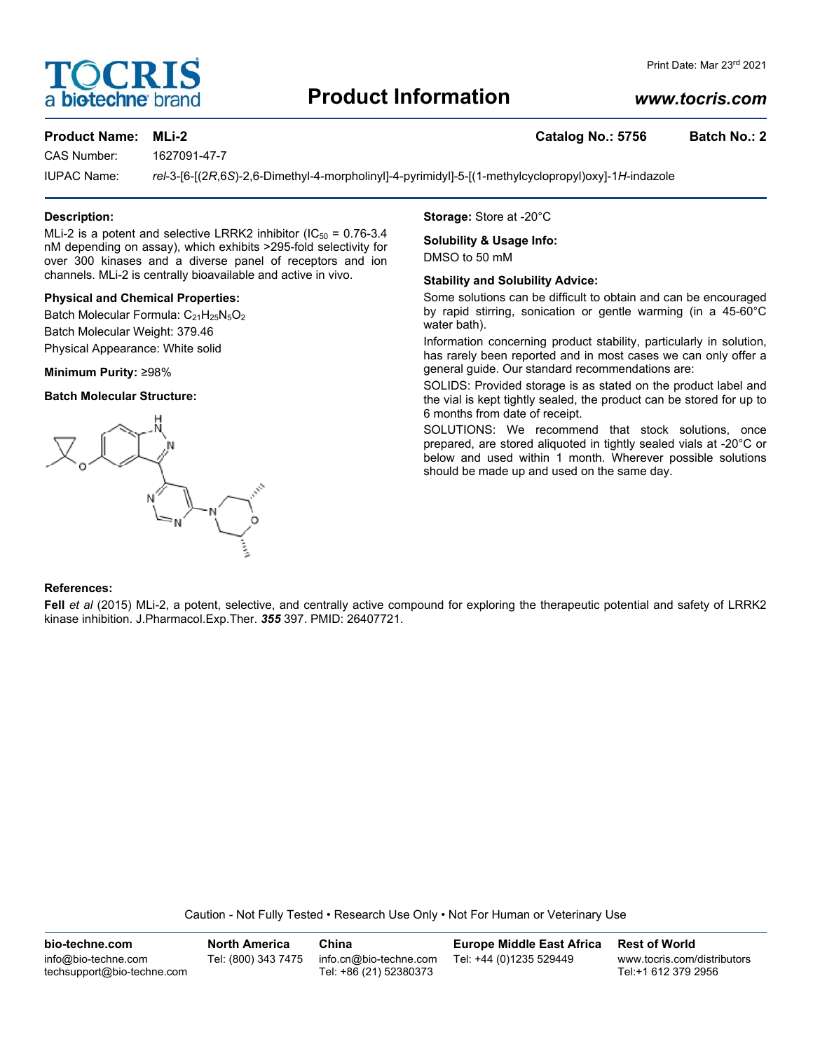# Product Information

Print Date: Mar 23rd 2021

www.tocris.com

**Product Name: MLi-2** **Catalog No.: 5756** **Batch No.: 2**

CAS Number: 1627091-47-7

IUPAC Name: *rel*-3-[6-[(2*R*,6*S*)-2,6-Dimethyl-4-morpholinyl]-4-pyrimidyl]-5-[(1-methylcyclopropyl)oxy]-1*H*-indazole

### Description:

MLi-2 is a potent and selective LRRK2 inhibitor ($IC_{50}$ = 0.76-3.4 nM depending on assay), which exhibits >295-fold selectivity for over 300 kinases and a diverse panel of receptors and ion channels. MLi-2 is centrally bioavailable and active in vivo.

### Physical and Chemical Properties:

Batch Molecular Formula: $C_{21}H_{25}N_5O_2$

Batch Molecular Weight: 379.46

Physical Appearance: White solid

**Minimum Purity:** ≥98%

### Batch Molecular Structure:

**Storage:** Store at -20°C

### Solubility & Usage Info:

DMSO to 50 mM

### Stability and Solubility Advice:

Some solutions can be difficult to obtain and can be encouraged by rapid stirring, sonication or gentle warming (in a 45-60°C water bath).

Information concerning product stability, particularly in solution, has rarely been reported and in most cases we can only offer a general guide. Our standard recommendations are:

SOLIDS: Provided storage is as stated on the product label and the vial is kept tightly sealed, the product can be stored for up to 6 months from date of receipt.

SOLUTIONS: We recommend that stock solutions, once prepared, are stored aliquoted in tightly sealed vials at -20°C or below and used within 1 month. Wherever possible solutions should be made up and used on the same day.

### References:

**Fell** *et al* (2015) MLi-2, a potent, selective, and centrally active compound for exploring the therapeutic potential and safety of LRRK2 kinase inhibition. J.Pharmacol.Exp.Ther. ***355*** 397. PMID: 26407721.

Caution - Not Fully Tested • Research Use Only • Not For Human or Veterinary Use

| **bio-techne.com** | **North America** | **China** | **Europe Middle East Africa** | **Rest of World** |
|---|---|---|---|---|
| info@bio-techne.com | Tel: (800) 343 7475 | info.cn@bio-techne.com | Tel: +44 (0)1235 529449 | www.tocris.com/distributors |
| techsupport@bio-techne.com | | Tel: +86 (21) 52380373 | | Tel:+1 612 379 2956 |